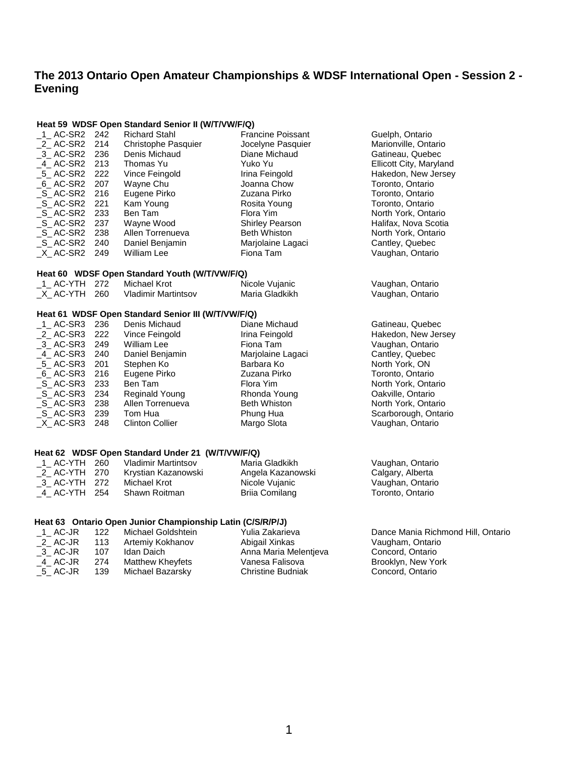# The 2013 Ontario Open Amateur Championships & WDSF International Open - Session 2 - Evening

### Heat 59 WDSF Open Standard Senior II (W/T/VW/F/Q)

| | | | | |
|---|---|---|---|---|
| _1_ AC-SR2 | 242 | Richard Stahl | Francine Poissant | Guelph, Ontario |
| _2_ AC-SR2 | 214 | Christophe Pasquier | Jocelyne Pasquier | Marionville, Ontario |
| _3_ AC-SR2 | 236 | Denis Michaud | Diane Michaud | Gatineau, Quebec |
| _4_ AC-SR2 | 213 | Thomas Yu | Yuko Yu | Ellicott City, Maryland |
| _5_ AC-SR2 | 222 | Vince Feingold | Irina Feingold | Hakedon, New Jersey |
| _6_ AC-SR2 | 207 | Wayne Chu | Joanna Chow | Toronto, Ontario |
| _S_ AC-SR2 | 216 | Eugene Pirko | Zuzana Pirko | Toronto, Ontario |
| _S_ AC-SR2 | 221 | Kam Young | Rosita Young | Toronto, Ontario |
| _S_ AC-SR2 | 233 | Ben Tam | Flora Yim | North York, Ontario |
| _S_ AC-SR2 | 237 | Wayne Wood | Shirley Pearson | Halifax, Nova Scotia |
| _S_ AC-SR2 | 238 | Allen Torrenueva | Beth Whiston | North York, Ontario |
| _S_ AC-SR2 | 240 | Daniel Benjamin | Marjolaine Lagaci | Cantley, Quebec |
| _X_ AC-SR2 | 249 | William Lee | Fiona Tam | Vaughan, Ontario |

### Heat 60 WDSF Open Standard Youth (W/T/VW/F/Q)

| | | | | |
|---|---|---|---|---|
| _1_ AC-YTH | 272 | Michael Krot | Nicole Vujanic | Vaughan, Ontario |
| _X_ AC-YTH | 260 | Vladimir Martintsov | Maria Gladkikh | Vaughan, Ontario |

### Heat 61 WDSF Open Standard Senior III (W/T/VW/F/Q)

| | | | | |
|---|---|---|---|---|
| _1_ AC-SR3 | 236 | Denis Michaud | Diane Michaud | Gatineau, Quebec |
| _2_ AC-SR3 | 222 | Vince Feingold | Irina Feingold | Hakedon, New Jersey |
| _3_ AC-SR3 | 249 | William Lee | Fiona Tam | Vaughan, Ontario |
| _4_ AC-SR3 | 240 | Daniel Benjamin | Marjolaine Lagaci | Cantley, Quebec |
| _5_ AC-SR3 | 201 | Stephen Ko | Barbara Ko | North York, ON |
| _6_ AC-SR3 | 216 | Eugene Pirko | Zuzana Pirko | Toronto, Ontario |
| _S_ AC-SR3 | 233 | Ben Tam | Flora Yim | North York, Ontario |
| _S_ AC-SR3 | 234 | Reginald Young | Rhonda Young | Oakville, Ontario |
| _S_ AC-SR3 | 238 | Allen Torrenueva | Beth Whiston | North York, Ontario |
| _S_ AC-SR3 | 239 | Tom Hua | Phung Hua | Scarborough, Ontario |
| _X_ AC-SR3 | 248 | Clinton Collier | Margo Slota | Vaughan, Ontario |

### Heat 62 WDSF Open Standard Under 21 (W/T/VW/F/Q)

| | | | | |
|---|---|---|---|---|
| _1_ AC-YTH | 260 | Vladimir Martintsov | Maria Gladkikh | Vaughan, Ontario |
| _2_ AC-YTH | 270 | Krystian Kazanowski | Angela Kazanowski | Calgary, Alberta |
| _3_ AC-YTH | 272 | Michael Krot | Nicole Vujanic | Vaughan, Ontario |
| _4_ AC-YTH | 254 | Shawn Roitman | Briia Comilang | Toronto, Ontario |

### Heat 63 Ontario Open Junior Championship Latin (C/S/R/P/J)

| | | | | |
|---|---|---|---|---|
| _1_ AC-JR | 122 | Michael Goldshtein | Yulia Zakarieva | Dance Mania Richmond Hill, Ontario |
| _2_ AC-JR | 113 | Artemiy Kokhanov | Abigail Xinkas | Vaugham, Ontario |
| _3_ AC-JR | 107 | Idan Daich | Anna Maria Melentjeva | Concord, Ontario |
| _4_ AC-JR | 274 | Matthew Kheyfets | Vanesa Falisova | Brooklyn, New York |
| _5_ AC-JR | 139 | Michael Bazarsky | Christine Budniak | Concord, Ontario |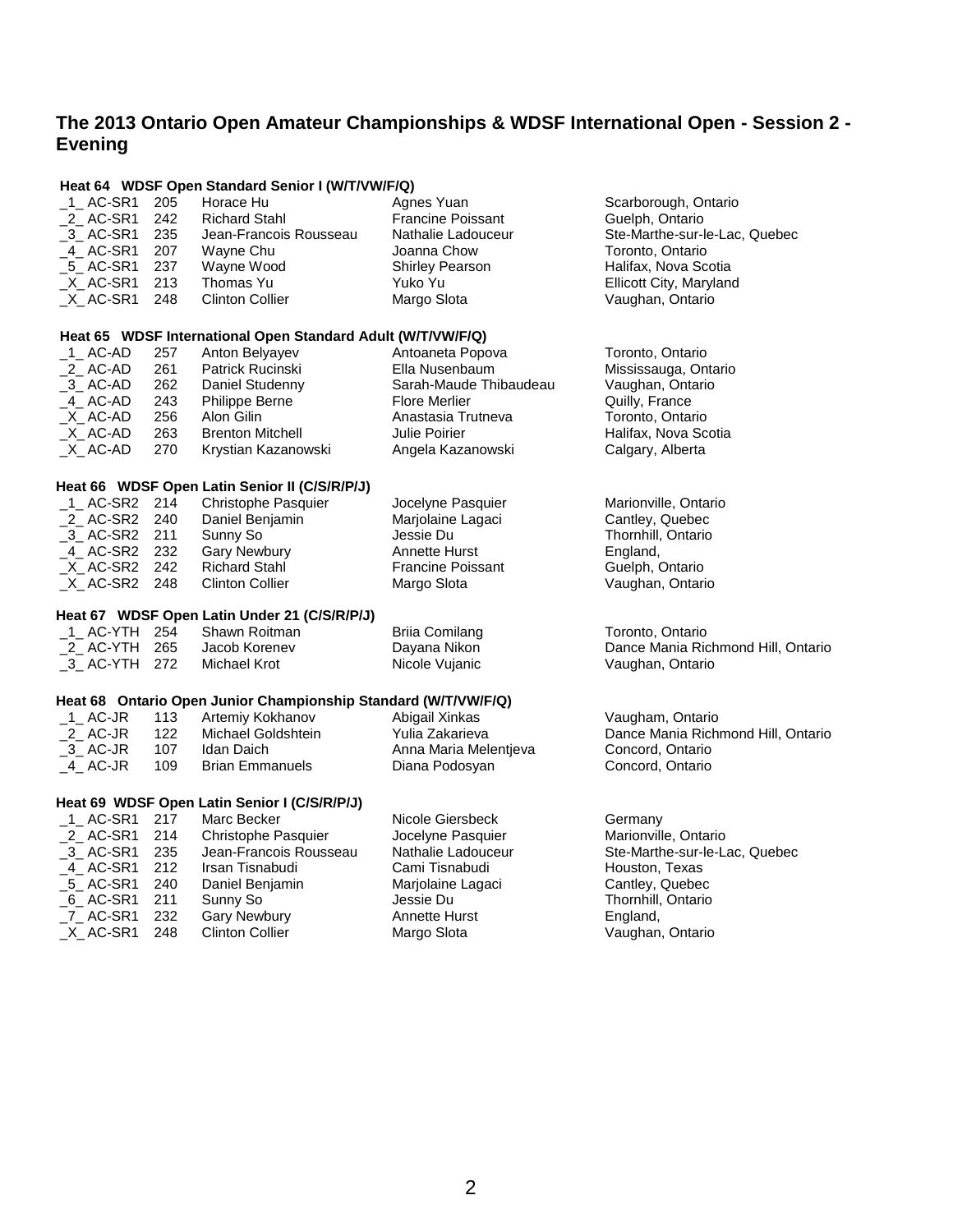## The 2013 Ontario Open Amateur Championships & WDSF International Open - Session 2 - Evening

**Heat 64 WDSF Open Standard Senior I (W/T/VW/F/Q)**

| | | | | |
|---|---|---|---|---|
| _1_ AC-SR1 | 205 | Horace Hu | Agnes Yuan | Scarborough, Ontario |
| _2_ AC-SR1 | 242 | Richard Stahl | Francine Poissant | Guelph, Ontario |
| _3_ AC-SR1 | 235 | Jean-Francois Rousseau | Nathalie Ladouceur | Ste-Marthe-sur-le-Lac, Quebec |
| _4_ AC-SR1 | 207 | Wayne Chu | Joanna Chow | Toronto, Ontario |
| _5_ AC-SR1 | 237 | Wayne Wood | Shirley Pearson | Halifax, Nova Scotia |
| _X_ AC-SR1 | 213 | Thomas Yu | Yuko Yu | Ellicott City, Maryland |
| _X_ AC-SR1 | 248 | Clinton Collier | Margo Slota | Vaughan, Ontario |

**Heat 65 WDSF International Open Standard Adult (W/T/VW/F/Q)**

| | | | | |
|---|---|---|---|---|
| _1_ AC-AD | 257 | Anton Belyayev | Antoaneta Popova | Toronto, Ontario |
| _2_ AC-AD | 261 | Patrick Rucinski | Ella Nusenbaum | Mississauga, Ontario |
| _3_ AC-AD | 262 | Daniel Studenny | Sarah-Maude Thibaudeau | Vaughan, Ontario |
| _4_ AC-AD | 243 | Philippe Berne | Flore Merlier | Quilly, France |
| _X_ AC-AD | 256 | Alon Gilin | Anastasia Trutneva | Toronto, Ontario |
| _X_ AC-AD | 263 | Brenton Mitchell | Julie Poirier | Halifax, Nova Scotia |
| _X_ AC-AD | 270 | Krystian Kazanowski | Angela Kazanowski | Calgary, Alberta |

**Heat 66 WDSF Open Latin Senior II (C/S/R/P/J)**

| | | | | |
|---|---|---|---|---|
| _1_ AC-SR2 | 214 | Christophe Pasquier | Jocelyne Pasquier | Marionville, Ontario |
| _2_ AC-SR2 | 240 | Daniel Benjamin | Marjolaine Lagaci | Cantley, Quebec |
| _3_ AC-SR2 | 211 | Sunny So | Jessie Du | Thornhill, Ontario |
| _4_ AC-SR2 | 232 | Gary Newbury | Annette Hurst | England, |
| _X_ AC-SR2 | 242 | Richard Stahl | Francine Poissant | Guelph, Ontario |
| _X_ AC-SR2 | 248 | Clinton Collier | Margo Slota | Vaughan, Ontario |

**Heat 67 WDSF Open Latin Under 21 (C/S/R/P/J)**

| | | | | |
|---|---|---|---|---|
| _1_ AC-YTH | 254 | Shawn Roitman | Briia Comilang | Toronto, Ontario |
| _2_ AC-YTH | 265 | Jacob Korenev | Dayana Nikon | Dance Mania Richmond Hill, Ontario |
| _3_ AC-YTH | 272 | Michael Krot | Nicole Vujanic | Vaughan, Ontario |

**Heat 68 Ontario Open Junior Championship Standard (W/T/VW/F/Q)**

| | | | | |
|---|---|---|---|---|
| _1_ AC-JR | 113 | Artemiy Kokhanov | Abigail Xinkas | Vaugham, Ontario |
| _2_ AC-JR | 122 | Michael Goldshtein | Yulia Zakarieva | Dance Mania Richmond Hill, Ontario |
| _3_ AC-JR | 107 | Idan Daich | Anna Maria Melentjeva | Concord, Ontario |
| _4_ AC-JR | 109 | Brian Emmanuels | Diana Podosyan | Concord, Ontario |

**Heat 69 WDSF Open Latin Senior I (C/S/R/P/J)**

| | | | | |
|---|---|---|---|---|
| _1_ AC-SR1 | 217 | Marc Becker | Nicole Giersbeck | Germany |
| _2_ AC-SR1 | 214 | Christophe Pasquier | Jocelyne Pasquier | Marionville, Ontario |
| _3_ AC-SR1 | 235 | Jean-Francois Rousseau | Nathalie Ladouceur | Ste-Marthe-sur-le-Lac, Quebec |
| _4_ AC-SR1 | 212 | Irsan Tisnabudi | Cami Tisnabudi | Houston, Texas |
| _5_ AC-SR1 | 240 | Daniel Benjamin | Marjolaine Lagaci | Cantley, Quebec |
| _6_ AC-SR1 | 211 | Sunny So | Jessie Du | Thornhill, Ontario |
| _7_ AC-SR1 | 232 | Gary Newbury | Annette Hurst | England, |
| _X_ AC-SR1 | 248 | Clinton Collier | Margo Slota | Vaughan, Ontario |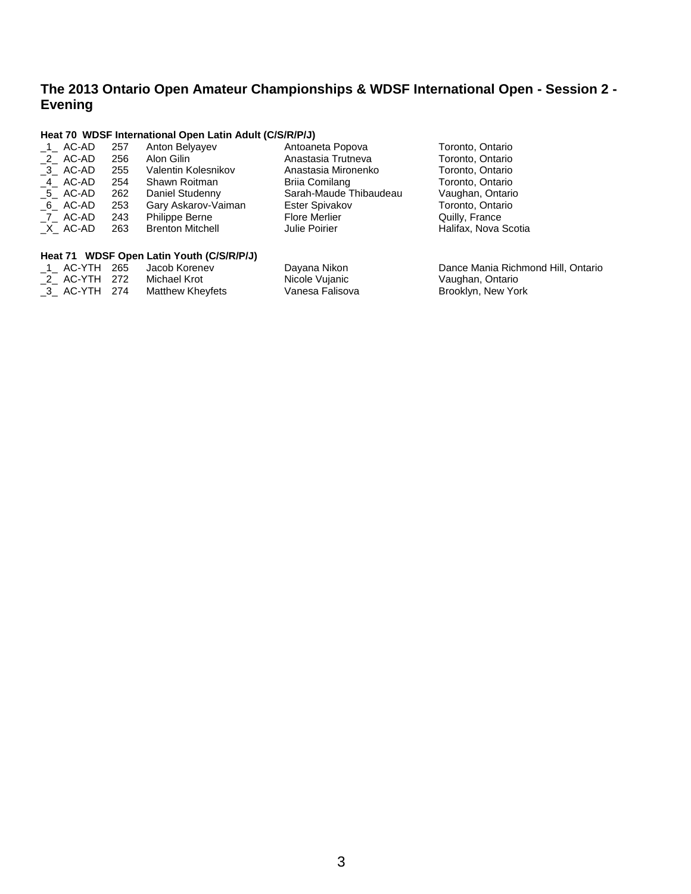## The 2013 Ontario Open Amateur Championships & WDSF International Open - Session 2 - Evening

### Heat 70 WDSF International Open Latin Adult (C/S/R/P/J)

| | | | | | |
|---|---|---|---|---|---|
| _1_ | AC-AD | 257 | Anton Belyayev | Antoaneta Popova | Toronto, Ontario |
| _2_ | AC-AD | 256 | Alon Gilin | Anastasia Trutneva | Toronto, Ontario |
| _3_ | AC-AD | 255 | Valentin Kolesnikov | Anastasia Mironenko | Toronto, Ontario |
| _4_ | AC-AD | 254 | Shawn Roitman | Briia Comilang | Toronto, Ontario |
| _5_ | AC-AD | 262 | Daniel Studenny | Sarah-Maude Thibaudeau | Vaughan, Ontario |
| _6_ | AC-AD | 253 | Gary Askarov-Vaiman | Ester Spivakov | Toronto, Ontario |
| _7_ | AC-AD | 243 | Philippe Berne | Flore Merlier | Quilly, France |
| _X_ | AC-AD | 263 | Brenton Mitchell | Julie Poirier | Halifax, Nova Scotia |

### Heat 71 WDSF Open Latin Youth (C/S/R/P/J)

| | | | | | |
|---|---|---|---|---|---|
| _1_ | AC-YTH | 265 | Jacob Korenev | Dayana Nikon | Dance Mania Richmond Hill, Ontario |
| _2_ | AC-YTH | 272 | Michael Krot | Nicole Vujanic | Vaughan, Ontario |
| _3_ | AC-YTH | 274 | Matthew Kheyfets | Vanesa Falisova | Brooklyn, New York |